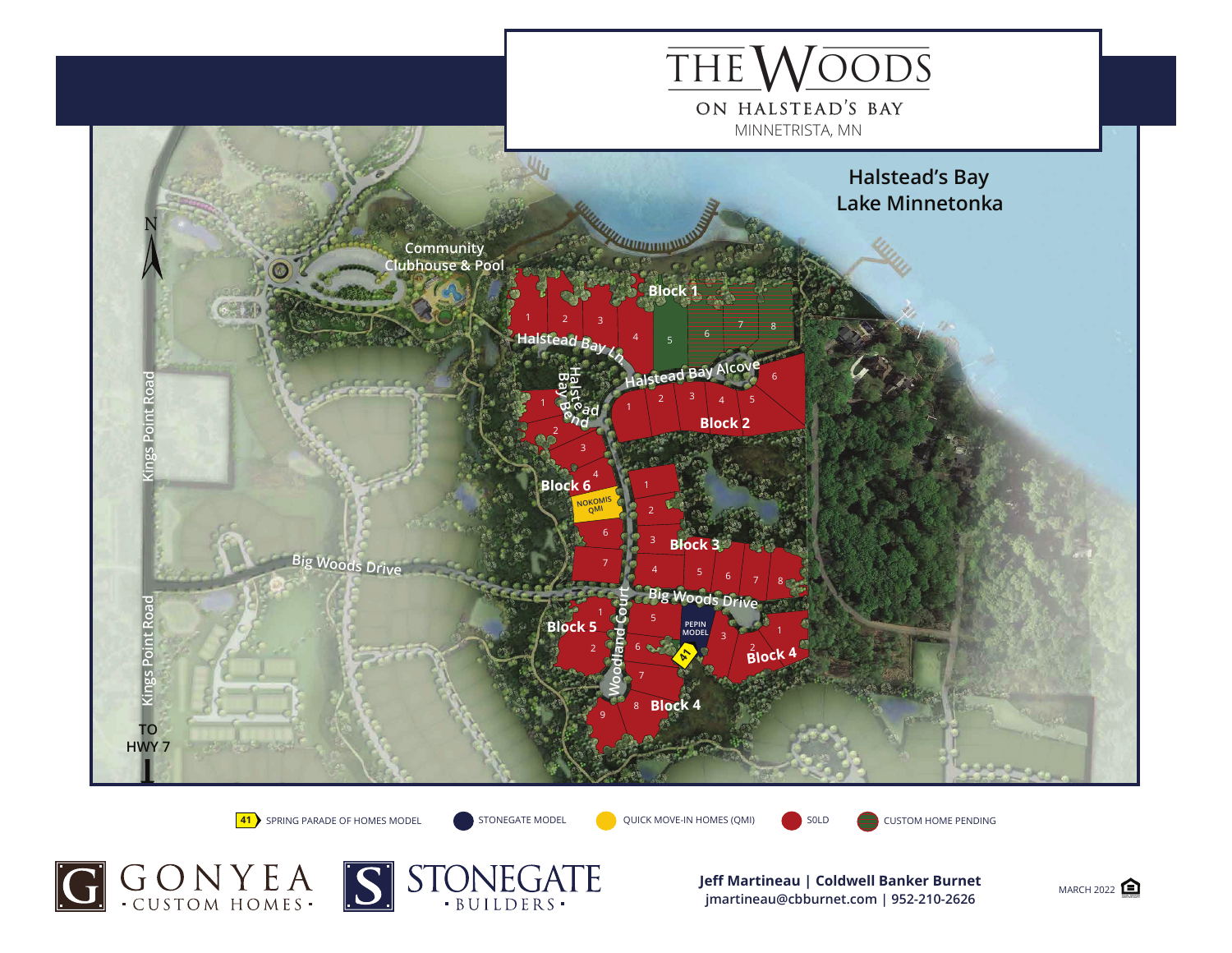# THE WOODS

## ON HALSTEAD'S BAY

MINNETRISTA, MN

Halstead's Bay
Lake Minnetonka

Community Clubhouse & Pool

N

Kings Point Road

Halstead Bay Ln.

Halstead Bay Alcove

Halstead Bay Bend

Block 1: 1, 2, 3, 4, 5, 6, 7, 8

Block 2: 1, 2, 3, 4, 5, 6

Block 6: 1, 2, 3, 4, NOKOMIS QMI, 6, 7

Block 3: 1, 2, 3, 4, 5, 6, 7, 8

Big Woods Drive

Woodland Court

Block 5: 1, 2

Block 4: 5, 6, 7, 8, 9, PEPIN MODEL, 3, 2, 1

41

TO HWY 7

41 SPRING PARADE OF HOMES MODEL | STONEGATE MODEL | QUICK MOVE-IN HOMES (QMI) | SOLD | CUSTOM HOME PENDING

GONYEA · CUSTOM HOMES ·

STONEGATE · BUILDERS ·

**Jeff Martineau | Coldwell Banker Burnet**
**jmartineau@cbburnet.com | 952-210-2626**

MARCH 2022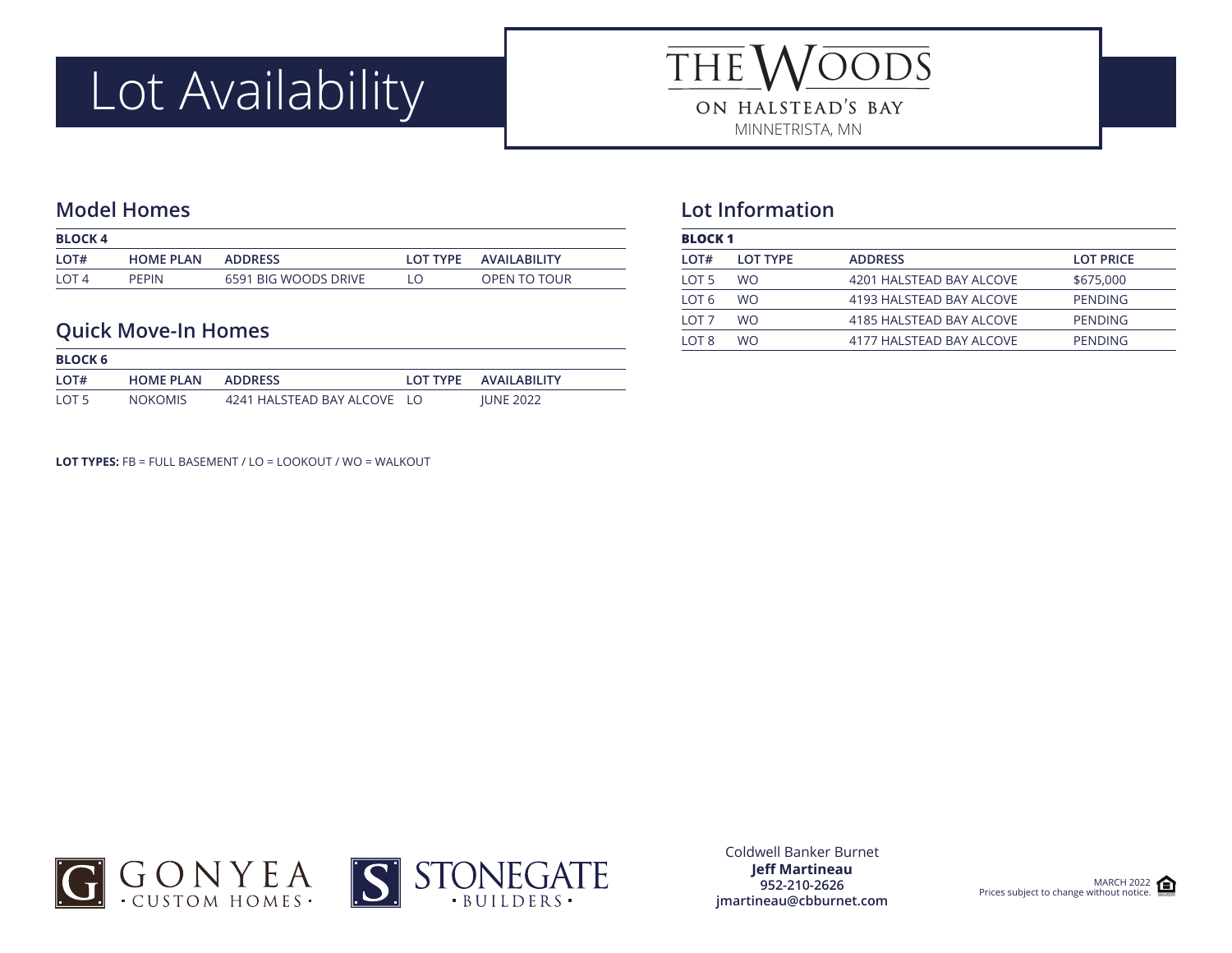# Lot Availability

THE WOODS ON HALSTEAD'S BAY
MINNETRISTA, MN

## Model Homes

| BLOCK 4 | | | | |
|---|---|---|---|---|
| **LOT#** | **HOME PLAN** | **ADDRESS** | **LOT TYPE** | **AVAILABILITY** |
| LOT 4 | PEPIN | 6591 BIG WOODS DRIVE | LO | OPEN TO TOUR |

## Quick Move-In Homes

| BLOCK 6 | | | | |
|---|---|---|---|---|
| **LOT#** | **HOME PLAN** | **ADDRESS** | **LOT TYPE** | **AVAILABILITY** |
| LOT 5 | NOKOMIS | 4241 HALSTEAD BAY ALCOVE | LO | JUNE 2022 |

**LOT TYPES:** FB = FULL BASEMENT / LO = LOOKOUT / WO = WALKOUT

## Lot Information

| BLOCK 1 | | | |
|---|---|---|---|
| **LOT#** | **LOT TYPE** | **ADDRESS** | **LOT PRICE** |
| LOT 5 | WO | 4201 HALSTEAD BAY ALCOVE | $675,000 |
| LOT 6 | WO | 4193 HALSTEAD BAY ALCOVE | PENDING |
| LOT 7 | WO | 4185 HALSTEAD BAY ALCOVE | PENDING |
| LOT 8 | WO | 4177 HALSTEAD BAY ALCOVE | PENDING |

GONYEA CUSTOM HOMES

STONEGATE BUILDERS

Coldwell Banker Burnet
**Jeff Martineau**
**952-210-2626**
**jmartineau@cbburnet.com**

MARCH 2022
Prices subject to change without notice.